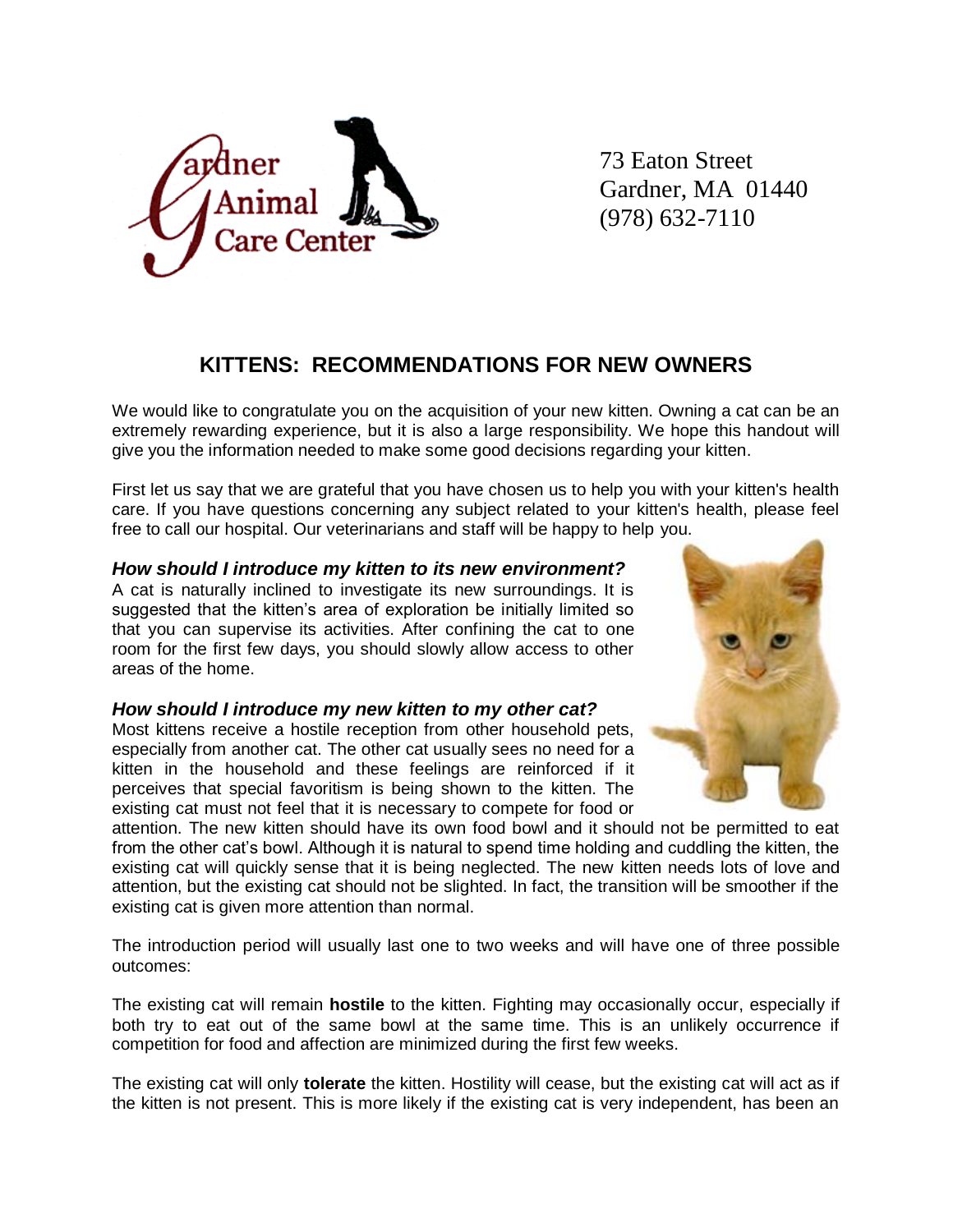Gardner Animal Care Center

73 Eaton Street
Gardner, MA 01440
(978) 632-7110

# KITTENS: RECOMMENDATIONS FOR NEW OWNERS

We would like to congratulate you on the acquisition of your new kitten. Owning a cat can be an extremely rewarding experience, but it is also a large responsibility. We hope this handout will give you the information needed to make some good decisions regarding your kitten.

First let us say that we are grateful that you have chosen us to help you with your kitten's health care. If you have questions concerning any subject related to your kitten's health, please feel free to call our hospital. Our veterinarians and staff will be happy to help you.

### *How should I introduce my kitten to its new environment?*

A cat is naturally inclined to investigate its new surroundings. It is suggested that the kitten's area of exploration be initially limited so that you can supervise its activities. After confining the cat to one room for the first few days, you should slowly allow access to other areas of the home.

### *How should I introduce my new kitten to my other cat?*

Most kittens receive a hostile reception from other household pets, especially from another cat. The other cat usually sees no need for a kitten in the household and these feelings are reinforced if it perceives that special favoritism is being shown to the kitten. The existing cat must not feel that it is necessary to compete for food or attention. The new kitten should have its own food bowl and it should not be permitted to eat from the other cat's bowl. Although it is natural to spend time holding and cuddling the kitten, the existing cat will quickly sense that it is being neglected. The new kitten needs lots of love and attention, but the existing cat should not be slighted. In fact, the transition will be smoother if the existing cat is given more attention than normal.

The introduction period will usually last one to two weeks and will have one of three possible outcomes:

The existing cat will remain **hostile** to the kitten. Fighting may occasionally occur, especially if both try to eat out of the same bowl at the same time. This is an unlikely occurrence if competition for food and affection are minimized during the first few weeks.

The existing cat will only **tolerate** the kitten. Hostility will cease, but the existing cat will act as if the kitten is not present. This is more likely if the existing cat is very independent, has been an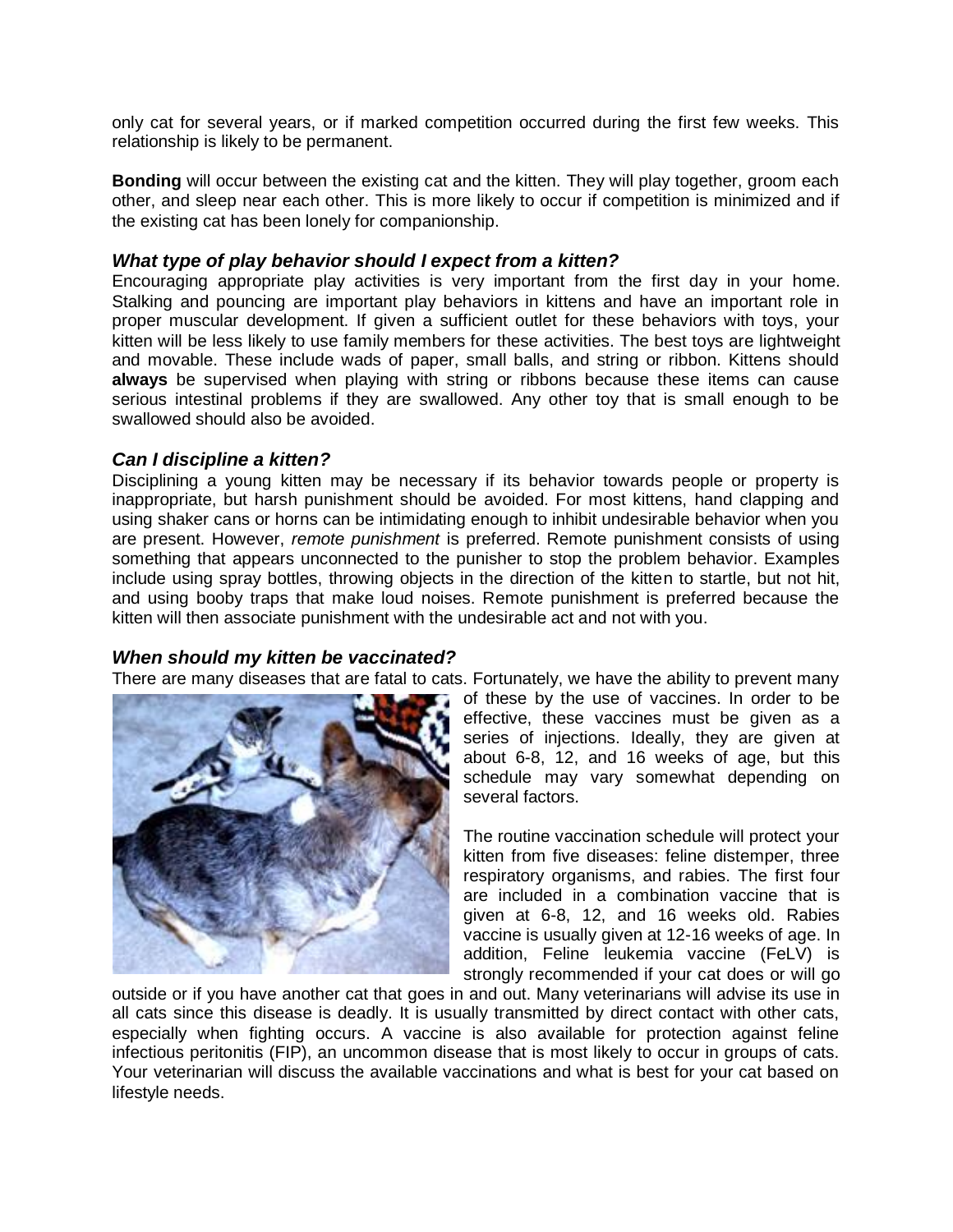only cat for several years, or if marked competition occurred during the first few weeks. This relationship is likely to be permanent.

**Bonding** will occur between the existing cat and the kitten. They will play together, groom each other, and sleep near each other. This is more likely to occur if competition is minimized and if the existing cat has been lonely for companionship.

### *What type of play behavior should I expect from a kitten?*

Encouraging appropriate play activities is very important from the first day in your home. Stalking and pouncing are important play behaviors in kittens and have an important role in proper muscular development. If given a sufficient outlet for these behaviors with toys, your kitten will be less likely to use family members for these activities. The best toys are lightweight and movable. These include wads of paper, small balls, and string or ribbon. Kittens should **always** be supervised when playing with string or ribbons because these items can cause serious intestinal problems if they are swallowed. Any other toy that is small enough to be swallowed should also be avoided.

### *Can I discipline a kitten?*

Disciplining a young kitten may be necessary if its behavior towards people or property is inappropriate, but harsh punishment should be avoided. For most kittens, hand clapping and using shaker cans or horns can be intimidating enough to inhibit undesirable behavior when you are present. However, *remote punishment* is preferred. Remote punishment consists of using something that appears unconnected to the punisher to stop the problem behavior. Examples include using spray bottles, throwing objects in the direction of the kitten to startle, but not hit, and using booby traps that make loud noises. Remote punishment is preferred because the kitten will then associate punishment with the undesirable act and not with you.

### *When should my kitten be vaccinated?*

There are many diseases that are fatal to cats. Fortunately, we have the ability to prevent many of these by the use of vaccines. In order to be effective, these vaccines must be given as a series of injections. Ideally, they are given at about 6-8, 12, and 16 weeks of age, but this schedule may vary somewhat depending on several factors.

The routine vaccination schedule will protect your kitten from five diseases: feline distemper, three respiratory organisms, and rabies. The first four are included in a combination vaccine that is given at 6-8, 12, and 16 weeks old. Rabies vaccine is usually given at 12-16 weeks of age. In addition, Feline leukemia vaccine (FeLV) is strongly recommended if your cat does or will go outside or if you have another cat that goes in and out. Many veterinarians will advise its use in all cats since this disease is deadly. It is usually transmitted by direct contact with other cats, especially when fighting occurs. A vaccine is also available for protection against feline infectious peritonitis (FIP), an uncommon disease that is most likely to occur in groups of cats. Your veterinarian will discuss the available vaccinations and what is best for your cat based on lifestyle needs.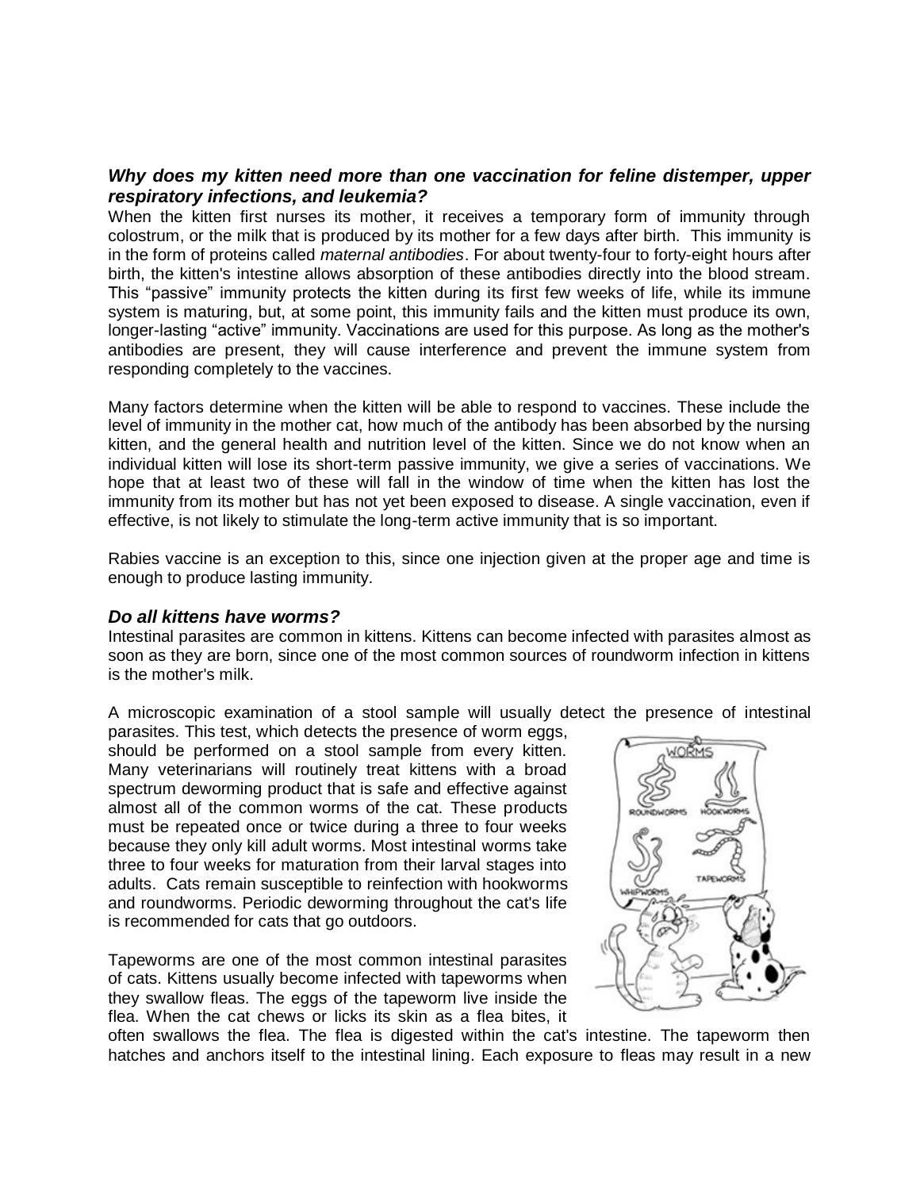### *Why does my kitten need more than one vaccination for feline distemper, upper respiratory infections, and leukemia?*

When the kitten first nurses its mother, it receives a temporary form of immunity through colostrum, or the milk that is produced by its mother for a few days after birth. This immunity is in the form of proteins called *maternal antibodies*. For about twenty-four to forty-eight hours after birth, the kitten's intestine allows absorption of these antibodies directly into the blood stream. This "passive" immunity protects the kitten during its first few weeks of life, while its immune system is maturing, but, at some point, this immunity fails and the kitten must produce its own, longer-lasting "active" immunity. Vaccinations are used for this purpose. As long as the mother's antibodies are present, they will cause interference and prevent the immune system from responding completely to the vaccines.

Many factors determine when the kitten will be able to respond to vaccines. These include the level of immunity in the mother cat, how much of the antibody has been absorbed by the nursing kitten, and the general health and nutrition level of the kitten. Since we do not know when an individual kitten will lose its short-term passive immunity, we give a series of vaccinations. We hope that at least two of these will fall in the window of time when the kitten has lost the immunity from its mother but has not yet been exposed to disease. A single vaccination, even if effective, is not likely to stimulate the long-term active immunity that is so important.

Rabies vaccine is an exception to this, since one injection given at the proper age and time is enough to produce lasting immunity.

### *Do all kittens have worms?*

Intestinal parasites are common in kittens. Kittens can become infected with parasites almost as soon as they are born, since one of the most common sources of roundworm infection in kittens is the mother's milk.

A microscopic examination of a stool sample will usually detect the presence of intestinal parasites. This test, which detects the presence of worm eggs, should be performed on a stool sample from every kitten. Many veterinarians will routinely treat kittens with a broad spectrum deworming product that is safe and effective against almost all of the common worms of the cat. These products must be repeated once or twice during a three to four weeks because they only kill adult worms. Most intestinal worms take three to four weeks for maturation from their larval stages into adults. Cats remain susceptible to reinfection with hookworms and roundworms. Periodic deworming throughout the cat's life is recommended for cats that go outdoors.

Tapeworms are one of the most common intestinal parasites of cats. Kittens usually become infected with tapeworms when they swallow fleas. The eggs of the tapeworm live inside the flea. When the cat chews or licks its skin as a flea bites, it often swallows the flea. The flea is digested within the cat's intestine. The tapeworm then hatches and anchors itself to the intestinal lining. Each exposure to fleas may result in a new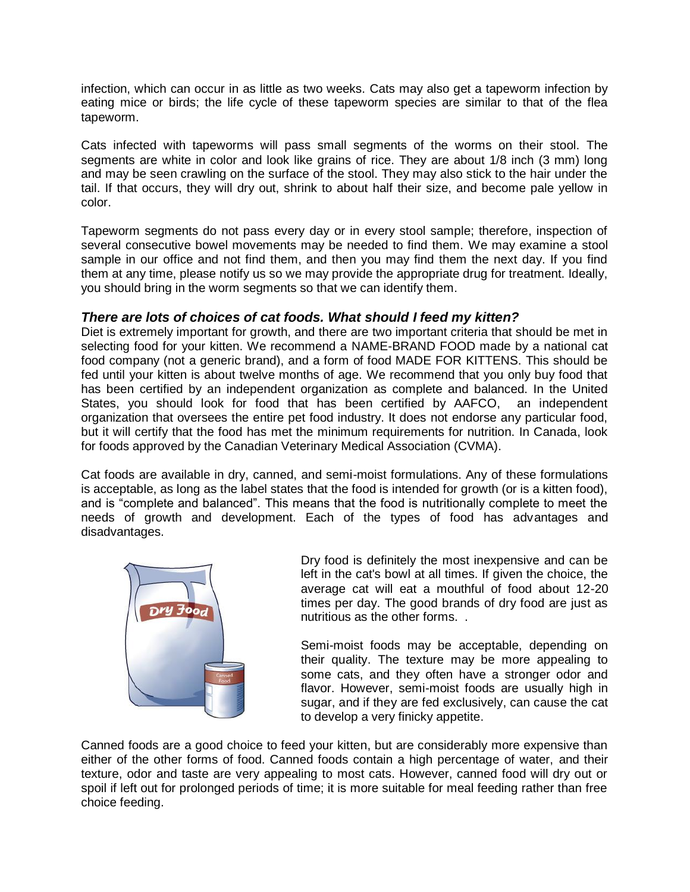infection, which can occur in as little as two weeks. Cats may also get a tapeworm infection by eating mice or birds; the life cycle of these tapeworm species are similar to that of the flea tapeworm.

Cats infected with tapeworms will pass small segments of the worms on their stool. The segments are white in color and look like grains of rice. They are about 1/8 inch (3 mm) long and may be seen crawling on the surface of the stool. They may also stick to the hair under the tail. If that occurs, they will dry out, shrink to about half their size, and become pale yellow in color.

Tapeworm segments do not pass every day or in every stool sample; therefore, inspection of several consecutive bowel movements may be needed to find them. We may examine a stool sample in our office and not find them, and then you may find them the next day. If you find them at any time, please notify us so we may provide the appropriate drug for treatment. Ideally, you should bring in the worm segments so that we can identify them.

### *There are lots of choices of cat foods. What should I feed my kitten?*

Diet is extremely important for growth, and there are two important criteria that should be met in selecting food for your kitten. We recommend a NAME-BRAND FOOD made by a national cat food company (not a generic brand), and a form of food MADE FOR KITTENS. This should be fed until your kitten is about twelve months of age. We recommend that you only buy food that has been certified by an independent organization as complete and balanced. In the United States, you should look for food that has been certified by AAFCO, an independent organization that oversees the entire pet food industry. It does not endorse any particular food, but it will certify that the food has met the minimum requirements for nutrition. In Canada, look for foods approved by the Canadian Veterinary Medical Association (CVMA).

Cat foods are available in dry, canned, and semi-moist formulations. Any of these formulations is acceptable, as long as the label states that the food is intended for growth (or is a kitten food), and is "complete and balanced". This means that the food is nutritionally complete to meet the needs of growth and development. Each of the types of food has advantages and disadvantages.

Dry food is definitely the most inexpensive and can be left in the cat's bowl at all times. If given the choice, the average cat will eat a mouthful of food about 12-20 times per day. The good brands of dry food are just as nutritious as the other forms. .

Semi-moist foods may be acceptable, depending on their quality. The texture may be more appealing to some cats, and they often have a stronger odor and flavor. However, semi-moist foods are usually high in sugar, and if they are fed exclusively, can cause the cat to develop a very finicky appetite.

Canned foods are a good choice to feed your kitten, but are considerably more expensive than either of the other forms of food. Canned foods contain a high percentage of water, and their texture, odor and taste are very appealing to most cats. However, canned food will dry out or spoil if left out for prolonged periods of time; it is more suitable for meal feeding rather than free choice feeding.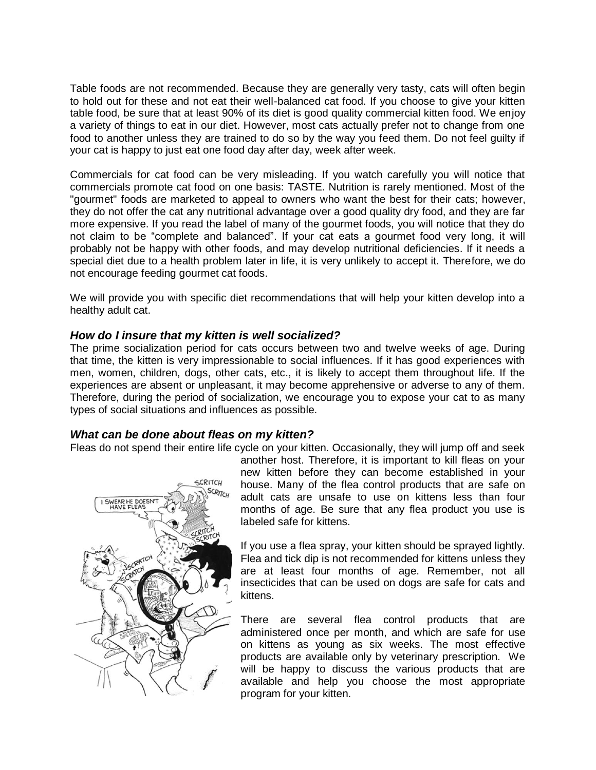Table foods are not recommended. Because they are generally very tasty, cats will often begin to hold out for these and not eat their well-balanced cat food. If you choose to give your kitten table food, be sure that at least 90% of its diet is good quality commercial kitten food. We enjoy a variety of things to eat in our diet. However, most cats actually prefer not to change from one food to another unless they are trained to do so by the way you feed them. Do not feel guilty if your cat is happy to just eat one food day after day, week after week.

Commercials for cat food can be very misleading. If you watch carefully you will notice that commercials promote cat food on one basis: TASTE. Nutrition is rarely mentioned. Most of the "gourmet" foods are marketed to appeal to owners who want the best for their cats; however, they do not offer the cat any nutritional advantage over a good quality dry food, and they are far more expensive. If you read the label of many of the gourmet foods, you will notice that they do not claim to be "complete and balanced". If your cat eats a gourmet food very long, it will probably not be happy with other foods, and may develop nutritional deficiencies. If it needs a special diet due to a health problem later in life, it is very unlikely to accept it. Therefore, we do not encourage feeding gourmet cat foods.

We will provide you with specific diet recommendations that will help your kitten develop into a healthy adult cat.

### *How do I insure that my kitten is well socialized?*

The prime socialization period for cats occurs between two and twelve weeks of age. During that time, the kitten is very impressionable to social influences. If it has good experiences with men, women, children, dogs, other cats, etc., it is likely to accept them throughout life. If the experiences are absent or unpleasant, it may become apprehensive or adverse to any of them. Therefore, during the period of socialization, we encourage you to expose your cat to as many types of social situations and influences as possible.

### *What can be done about fleas on my kitten?*

Fleas do not spend their entire life cycle on your kitten. Occasionally, they will jump off and seek another host. Therefore, it is important to kill fleas on your new kitten before they can become established in your house. Many of the flea control products that are safe on adult cats are unsafe to use on kittens less than four months of age. Be sure that any flea product you use is labeled safe for kittens.

If you use a flea spray, your kitten should be sprayed lightly. Flea and tick dip is not recommended for kittens unless they are at least four months of age. Remember, not all insecticides that can be used on dogs are safe for cats and kittens.

There are several flea control products that are administered once per month, and which are safe for use on kittens as young as six weeks. The most effective products are available only by veterinary prescription. We will be happy to discuss the various products that are available and help you choose the most appropriate program for your kitten.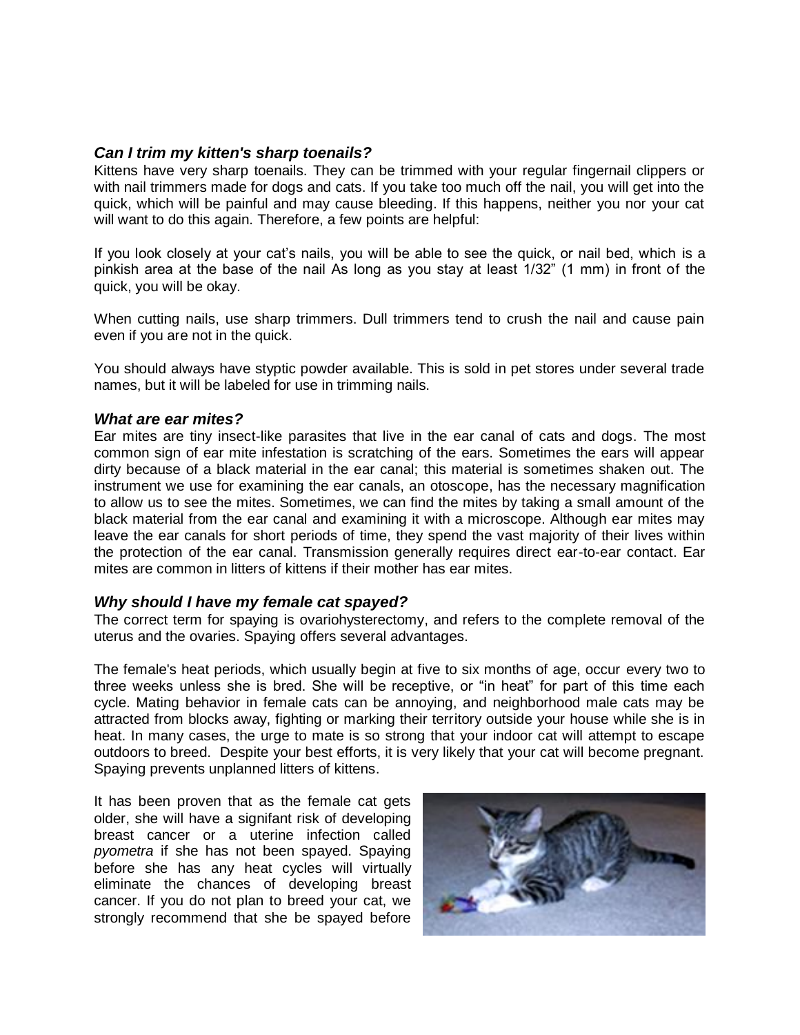### *Can I trim my kitten's sharp toenails?*

Kittens have very sharp toenails. They can be trimmed with your regular fingernail clippers or with nail trimmers made for dogs and cats. If you take too much off the nail, you will get into the quick, which will be painful and may cause bleeding. If this happens, neither you nor your cat will want to do this again. Therefore, a few points are helpful:

If you look closely at your cat's nails, you will be able to see the quick, or nail bed, which is a pinkish area at the base of the nail As long as you stay at least 1/32" (1 mm) in front of the quick, you will be okay.

When cutting nails, use sharp trimmers. Dull trimmers tend to crush the nail and cause pain even if you are not in the quick.

You should always have styptic powder available. This is sold in pet stores under several trade names, but it will be labeled for use in trimming nails.

### *What are ear mites?*

Ear mites are tiny insect-like parasites that live in the ear canal of cats and dogs. The most common sign of ear mite infestation is scratching of the ears. Sometimes the ears will appear dirty because of a black material in the ear canal; this material is sometimes shaken out. The instrument we use for examining the ear canals, an otoscope, has the necessary magnification to allow us to see the mites. Sometimes, we can find the mites by taking a small amount of the black material from the ear canal and examining it with a microscope. Although ear mites may leave the ear canals for short periods of time, they spend the vast majority of their lives within the protection of the ear canal. Transmission generally requires direct ear-to-ear contact. Ear mites are common in litters of kittens if their mother has ear mites.

### *Why should I have my female cat spayed?*

The correct term for spaying is ovariohysterectomy, and refers to the complete removal of the uterus and the ovaries. Spaying offers several advantages.

The female's heat periods, which usually begin at five to six months of age, occur every two to three weeks unless she is bred. She will be receptive, or "in heat" for part of this time each cycle. Mating behavior in female cats can be annoying, and neighborhood male cats may be attracted from blocks away, fighting or marking their territory outside your house while she is in heat. In many cases, the urge to mate is so strong that your indoor cat will attempt to escape outdoors to breed. Despite your best efforts, it is very likely that your cat will become pregnant. Spaying prevents unplanned litters of kittens.

It has been proven that as the female cat gets older, she will have a signifant risk of developing breast cancer or a uterine infection called *pyometra* if she has not been spayed. Spaying before she has any heat cycles will virtually eliminate the chances of developing breast cancer. If you do not plan to breed your cat, we strongly recommend that she be spayed before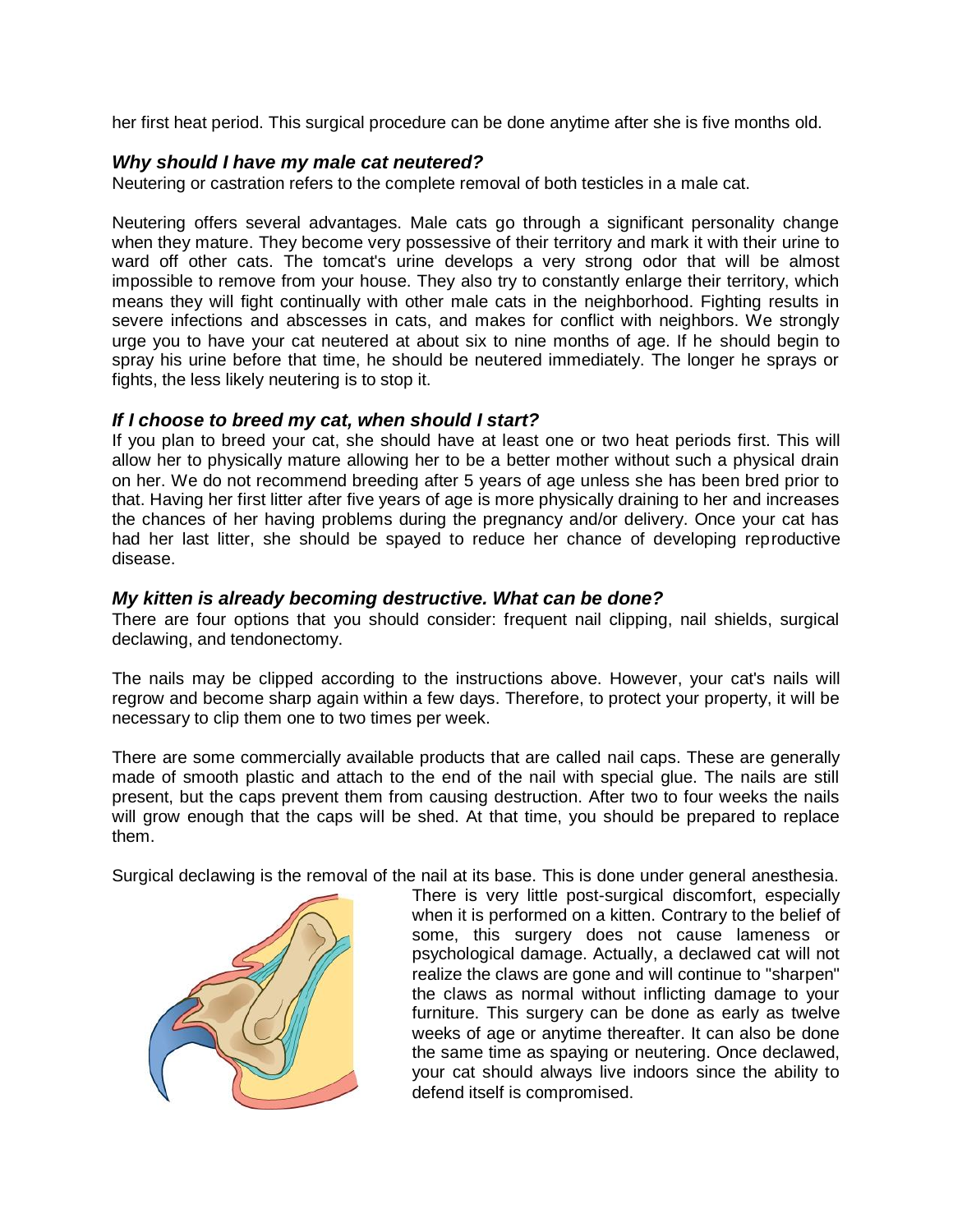her first heat period. This surgical procedure can be done anytime after she is five months old.

### *Why should I have my male cat neutered?*

Neutering or castration refers to the complete removal of both testicles in a male cat.

Neutering offers several advantages. Male cats go through a significant personality change when they mature. They become very possessive of their territory and mark it with their urine to ward off other cats. The tomcat's urine develops a very strong odor that will be almost impossible to remove from your house. They also try to constantly enlarge their territory, which means they will fight continually with other male cats in the neighborhood. Fighting results in severe infections and abscesses in cats, and makes for conflict with neighbors. We strongly urge you to have your cat neutered at about six to nine months of age. If he should begin to spray his urine before that time, he should be neutered immediately. The longer he sprays or fights, the less likely neutering is to stop it.

### *If I choose to breed my cat, when should I start?*

If you plan to breed your cat, she should have at least one or two heat periods first. This will allow her to physically mature allowing her to be a better mother without such a physical drain on her. We do not recommend breeding after 5 years of age unless she has been bred prior to that. Having her first litter after five years of age is more physically draining to her and increases the chances of her having problems during the pregnancy and/or delivery. Once your cat has had her last litter, she should be spayed to reduce her chance of developing reproductive disease.

### *My kitten is already becoming destructive. What can be done?*

There are four options that you should consider: frequent nail clipping, nail shields, surgical declawing, and tendonectomy.

The nails may be clipped according to the instructions above. However, your cat's nails will regrow and become sharp again within a few days. Therefore, to protect your property, it will be necessary to clip them one to two times per week.

There are some commercially available products that are called nail caps. These are generally made of smooth plastic and attach to the end of the nail with special glue. The nails are still present, but the caps prevent them from causing destruction. After two to four weeks the nails will grow enough that the caps will be shed. At that time, you should be prepared to replace them.

Surgical declawing is the removal of the nail at its base. This is done under general anesthesia. There is very little post-surgical discomfort, especially when it is performed on a kitten. Contrary to the belief of some, this surgery does not cause lameness or psychological damage. Actually, a declawed cat will not realize the claws are gone and will continue to "sharpen" the claws as normal without inflicting damage to your furniture. This surgery can be done as early as twelve weeks of age or anytime thereafter. It can also be done the same time as spaying or neutering. Once declawed, your cat should always live indoors since the ability to defend itself is compromised.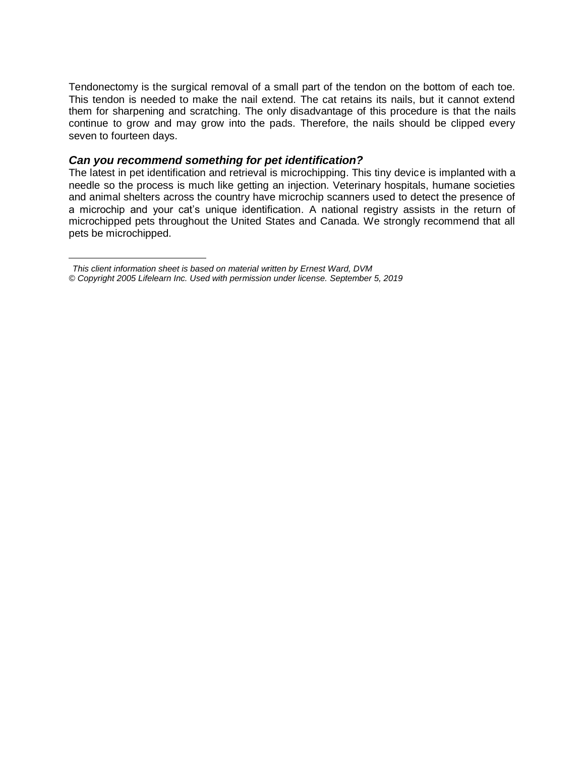Tendonectomy is the surgical removal of a small part of the tendon on the bottom of each toe. This tendon is needed to make the nail extend. The cat retains its nails, but it cannot extend them for sharpening and scratching. The only disadvantage of this procedure is that the nails continue to grow and may grow into the pads. Therefore, the nails should be clipped every seven to fourteen days.

### *Can you recommend something for pet identification?*

The latest in pet identification and retrieval is microchipping. This tiny device is implanted with a needle so the process is much like getting an injection. Veterinary hospitals, humane societies and animal shelters across the country have microchip scanners used to detect the presence of a microchip and your cat's unique identification. A national registry assists in the return of microchipped pets throughout the United States and Canada. We strongly recommend that all pets be microchipped.

---

*This client information sheet is based on material written by Ernest Ward, DVM*
*© Copyright 2005 Lifelearn Inc. Used with permission under license. September 5, 2019*